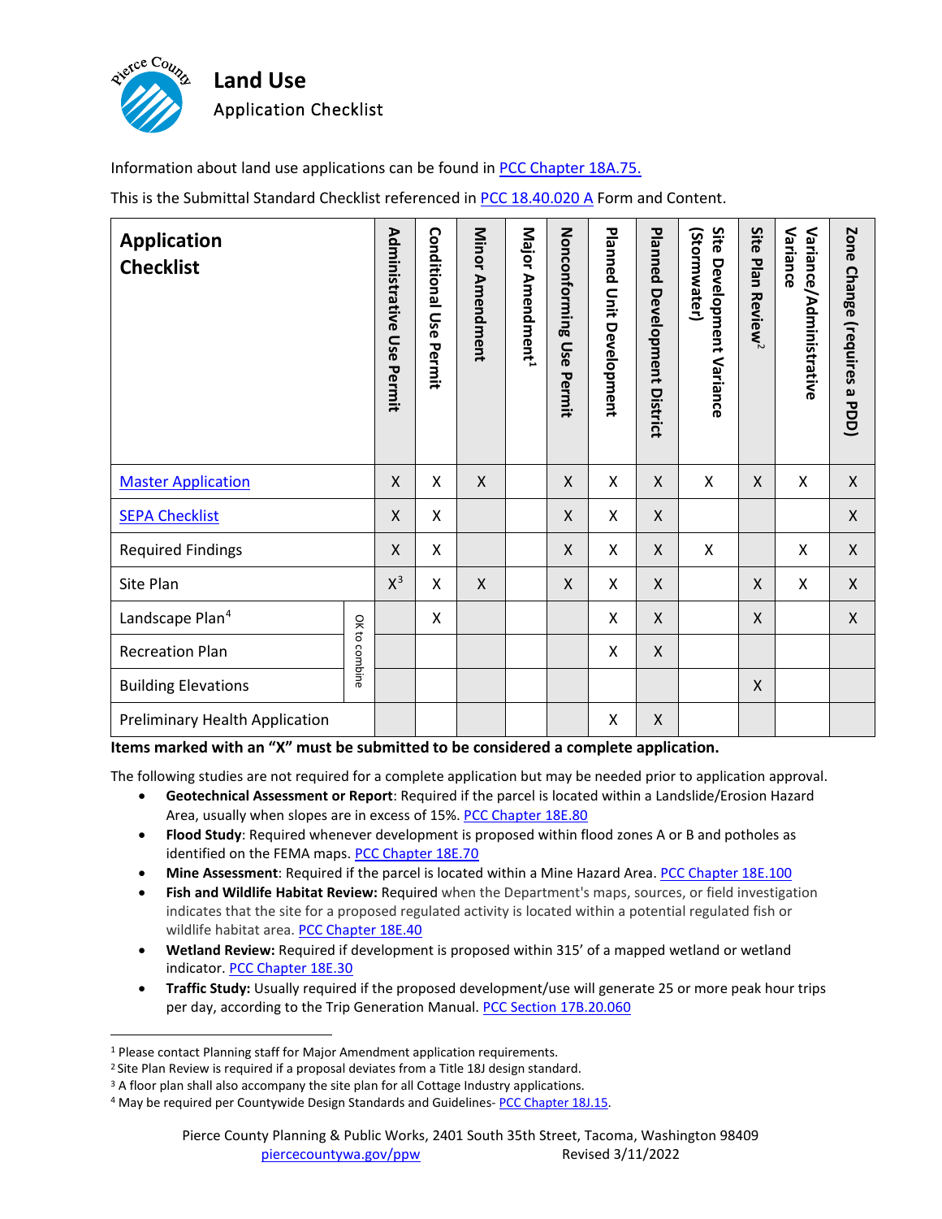# Land Use

## Application Checklist

Information about land use applications can be found in PCC Chapter 18A.75.

This is the Submittal Standard Checklist referenced in PCC 18.40.020 A Form and Content.

| Application Checklist | | Administrative Use Permit | Conditional Use Permit | Minor Amendment | Major Amendment[1] | Nonconforming Use Permit | Planned Unit Development | Planned Development District | Site Development Variance (Stormwater) | Site Plan Review[2] | Variance/Administrative Variance | Zone Change (requires a PDD) |
|---|---|---|---|---|---|---|---|---|---|---|---|---|
| Master Application | | X | X | X | | X | X | X | X | X | X | X |
| SEPA Checklist | | X | X | | | X | X | X | | | | X |
| Required Findings | | X | X | | | X | X | X | X | | X | X |
| Site Plan | | X[3] | X | X | | X | X | X | | X | X | X |
| Landscape Plan[4] | OK to combine | | X | | | | X | X | | X | | X |
| Recreation Plan | OK to combine | | | | | | X | X | | | | |
| Building Elevations | OK to combine | | | | | | | | | X | | |
| Preliminary Health Application | | | | | | | X | X | | | | |

**Items marked with an "X" must be submitted to be considered a complete application.**

The following studies are not required for a complete application but may be needed prior to application approval.

- **Geotechnical Assessment or Report**: Required if the parcel is located within a Landslide/Erosion Hazard Area, usually when slopes are in excess of 15%. PCC Chapter 18E.80
- **Flood Study**: Required whenever development is proposed within flood zones A or B and potholes as identified on the FEMA maps. PCC Chapter 18E.70
- **Mine Assessment**: Required if the parcel is located within a Mine Hazard Area. PCC Chapter 18E.100
- **Fish and Wildlife Habitat Review:** Required when the Department's maps, sources, or field investigation indicates that the site for a proposed regulated activity is located within a potential regulated fish or wildlife habitat area. PCC Chapter 18E.40
- **Wetland Review:** Required if development is proposed within 315' of a mapped wetland or wetland indicator. PCC Chapter 18E.30
- **Traffic Study:** Usually required if the proposed development/use will generate 25 or more peak hour trips per day, according to the Trip Generation Manual. PCC Section 17B.20.060

[1] Please contact Planning staff for Major Amendment application requirements.
[2] Site Plan Review is required if a proposal deviates from a Title 18J design standard.
[3] A floor plan shall also accompany the site plan for all Cottage Industry applications.
[4] May be required per Countywide Design Standards and Guidelines- PCC Chapter 18J.15.

Pierce County Planning & Public Works, 2401 South 35th Street, Tacoma, Washington 98409
piercecountywa.gov/ppw Revised 3/11/2022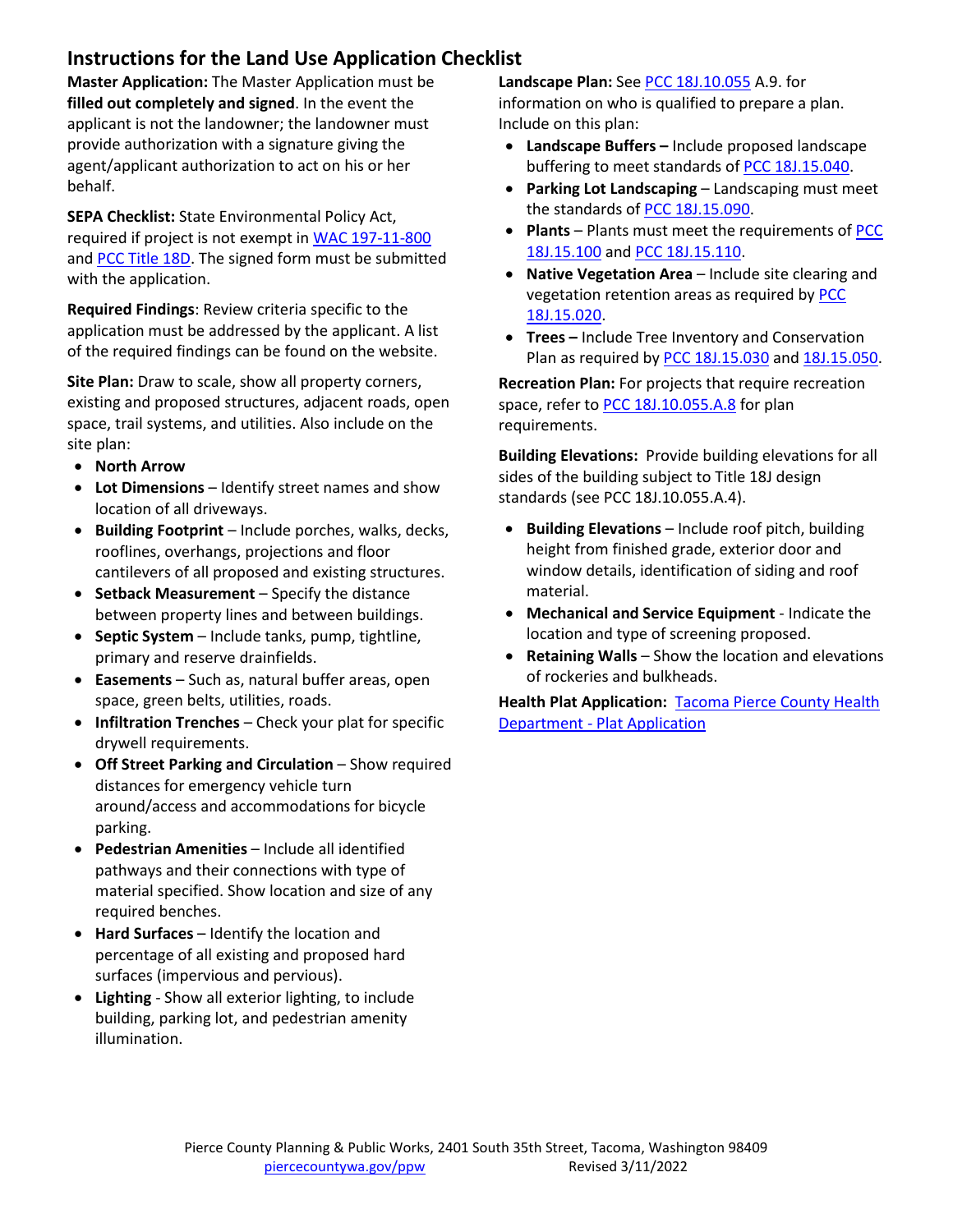## Instructions for the Land Use Application Checklist

**Master Application:** The Master Application must be **filled out completely and signed**. In the event the applicant is not the landowner; the landowner must provide authorization with a signature giving the agent/applicant authorization to act on his or her behalf.

**SEPA Checklist:** State Environmental Policy Act, required if project is not exempt in WAC 197-11-800 and PCC Title 18D. The signed form must be submitted with the application.

**Required Findings**: Review criteria specific to the application must be addressed by the applicant. A list of the required findings can be found on the website.

**Site Plan:** Draw to scale, show all property corners, existing and proposed structures, adjacent roads, open space, trail systems, and utilities. Also include on the site plan:

- **North Arrow**
- **Lot Dimensions** – Identify street names and show location of all driveways.
- **Building Footprint** – Include porches, walks, decks, rooflines, overhangs, projections and floor cantilevers of all proposed and existing structures.
- **Setback Measurement** – Specify the distance between property lines and between buildings.
- **Septic System** – Include tanks, pump, tightline, primary and reserve drainfields.
- **Easements** – Such as, natural buffer areas, open space, green belts, utilities, roads.
- **Infiltration Trenches** – Check your plat for specific drywell requirements.
- **Off Street Parking and Circulation** – Show required distances for emergency vehicle turn around/access and accommodations for bicycle parking.
- **Pedestrian Amenities** – Include all identified pathways and their connections with type of material specified. Show location and size of any required benches.
- **Hard Surfaces** – Identify the location and percentage of all existing and proposed hard surfaces (impervious and pervious).
- **Lighting** - Show all exterior lighting, to include building, parking lot, and pedestrian amenity illumination.

**Landscape Plan:** See PCC 18J.10.055 A.9. for information on who is qualified to prepare a plan. Include on this plan:

- **Landscape Buffers –** Include proposed landscape buffering to meet standards of PCC 18J.15.040.
- **Parking Lot Landscaping** – Landscaping must meet the standards of PCC 18J.15.090.
- **Plants** – Plants must meet the requirements of PCC 18J.15.100 and PCC 18J.15.110.
- **Native Vegetation Area** – Include site clearing and vegetation retention areas as required by PCC 18J.15.020.
- **Trees –** Include Tree Inventory and Conservation Plan as required by PCC 18J.15.030 and 18J.15.050.

**Recreation Plan:** For projects that require recreation space, refer to PCC 18J.10.055.A.8 for plan requirements.

**Building Elevations:** Provide building elevations for all sides of the building subject to Title 18J design standards (see PCC 18J.10.055.A.4).

- **Building Elevations** – Include roof pitch, building height from finished grade, exterior door and window details, identification of siding and roof material.
- **Mechanical and Service Equipment** - Indicate the location and type of screening proposed.
- **Retaining Walls** – Show the location and elevations of rockeries and bulkheads.

**Health Plat Application:** Tacoma Pierce County Health Department - Plat Application